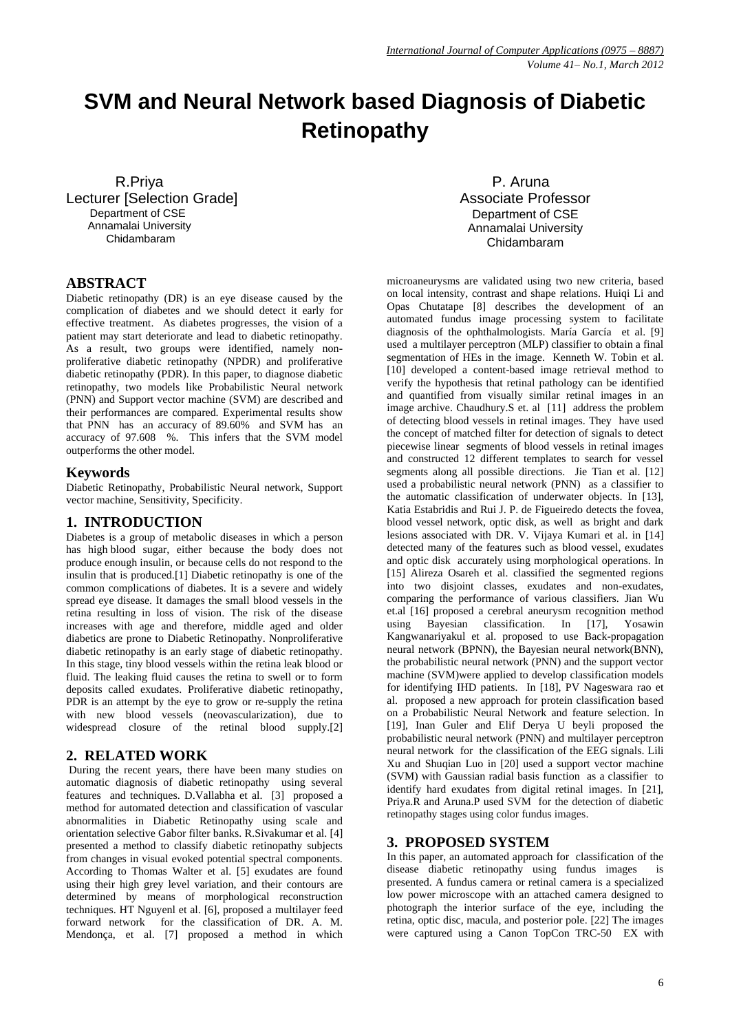# SVM and Neural Network based Diagnosis of Diabetic Retinopathy

R.Priya
Lecturer [Selection Grade]
Department of CSE
Annamalai University
Chidambaram

P. Aruna
Associate Professor
Department of CSE
Annamalai University
Chidambaram

## ABSTRACT

Diabetic retinopathy (DR) is an eye disease caused by the complication of diabetes and we should detect it early for effective treatment. As diabetes progresses, the vision of a patient may start deteriorate and lead to diabetic retinopathy. As a result, two groups were identified, namely non-proliferative diabetic retinopathy (NPDR) and proliferative diabetic retinopathy (PDR). In this paper, to diagnose diabetic retinopathy, two models like Probabilistic Neural network (PNN) and Support vector machine (SVM) are described and their performances are compared. Experimental results show that PNN has an accuracy of 89.60% and SVM has an accuracy of 97.608 %. This infers that the SVM model outperforms the other model.

## Keywords

Diabetic Retinopathy, Probabilistic Neural network, Support vector machine, Sensitivity, Specificity.

## 1. INTRODUCTION

Diabetes is a group of metabolic diseases in which a person has high blood sugar, either because the body does not produce enough insulin, or because cells do not respond to the insulin that is produced.[1] Diabetic retinopathy is one of the common complications of diabetes. It is a severe and widely spread eye disease. It damages the small blood vessels in the retina resulting in loss of vision. The risk of the disease increases with age and therefore, middle aged and older diabetics are prone to Diabetic Retinopathy. Nonproliferative diabetic retinopathy is an early stage of diabetic retinopathy. In this stage, tiny blood vessels within the retina leak blood or fluid. The leaking fluid causes the retina to swell or to form deposits called exudates. Proliferative diabetic retinopathy, PDR is an attempt by the eye to grow or re-supply the retina with new blood vessels (neovascularization), due to widespread closure of the retinal blood supply.[2]

## 2. RELATED WORK

During the recent years, there have been many studies on automatic diagnosis of diabetic retinopathy using several features and techniques. D.Vallabha et al. [3] proposed a method for automated detection and classification of vascular abnormalities in Diabetic Retinopathy using scale and orientation selective Gabor filter banks. R.Sivakumar et al. [4] presented a method to classify diabetic retinopathy subjects from changes in visual evoked potential spectral components. According to Thomas Walter et al. [5] exudates are found using their high grey level variation, and their contours are determined by means of morphological reconstruction techniques. HT Nguyenl et al. [6], proposed a multilayer feed forward network for the classification of DR. A. M. Mendonça, et al. [7] proposed a method in which microaneurysms are validated using two new criteria, based on local intensity, contrast and shape relations. Huiqi Li and Opas Chutatape [8] describes the development of an automated fundus image processing system to facilitate diagnosis of the ophthalmologists. María García et al. [9] used a multilayer perceptron (MLP) classifier to obtain a final segmentation of HEs in the image. Kenneth W. Tobin et al. [10] developed a content-based image retrieval method to verify the hypothesis that retinal pathology can be identified and quantified from visually similar retinal images in an image archive. Chaudhury.S et. al [11] address the problem of detecting blood vessels in retinal images. They have used the concept of matched filter for detection of signals to detect piecewise linear segments of blood vessels in retinal images and constructed 12 different templates to search for vessel segments along all possible directions. Jie Tian et al. [12] used a probabilistic neural network (PNN) as a classifier to the automatic classification of underwater objects. In [13], Katia Estabridis and Rui J. P. de Figueiredo detects the fovea, blood vessel network, optic disk, as well as bright and dark lesions associated with DR. V. Vijaya Kumari et al. in [14] detected many of the features such as blood vessel, exudates and optic disk accurately using morphological operations. In [15] Alireza Osareh et al. classified the segmented regions into two disjoint classes, exudates and non-exudates, comparing the performance of various classifiers. Jian Wu et.al [16] proposed a cerebral aneurysm recognition method using Bayesian classification. In [17], Yosawin Kangwanariyakul et al. proposed to use Back-propagation neural network (BPNN), the Bayesian neural network(BNN), the probabilistic neural network (PNN) and the support vector machine (SVM)were applied to develop classification models for identifying IHD patients. In [18], PV Nageswara rao et al. proposed a new approach for protein classification based on a Probabilistic Neural Network and feature selection. In [19], Inan Guler and Elif Derya U beyli proposed the probabilistic neural network (PNN) and multilayer perceptron neural network for the classification of the EEG signals. Lili Xu and Shuqian Luo in [20] used a support vector machine (SVM) with Gaussian radial basis function as a classifier to identify hard exudates from digital retinal images. In [21], Priya.R and Aruna.P used SVM for the detection of diabetic retinopathy stages using color fundus images.

## 3. PROPOSED SYSTEM

In this paper, an automated approach for classification of the disease diabetic retinopathy using fundus images is presented. A fundus camera or retinal camera is a specialized low power microscope with an attached camera designed to photograph the interior surface of the eye, including the retina, optic disc, macula, and posterior pole. [22] The images were captured using a Canon TopCon TRC-50 EX with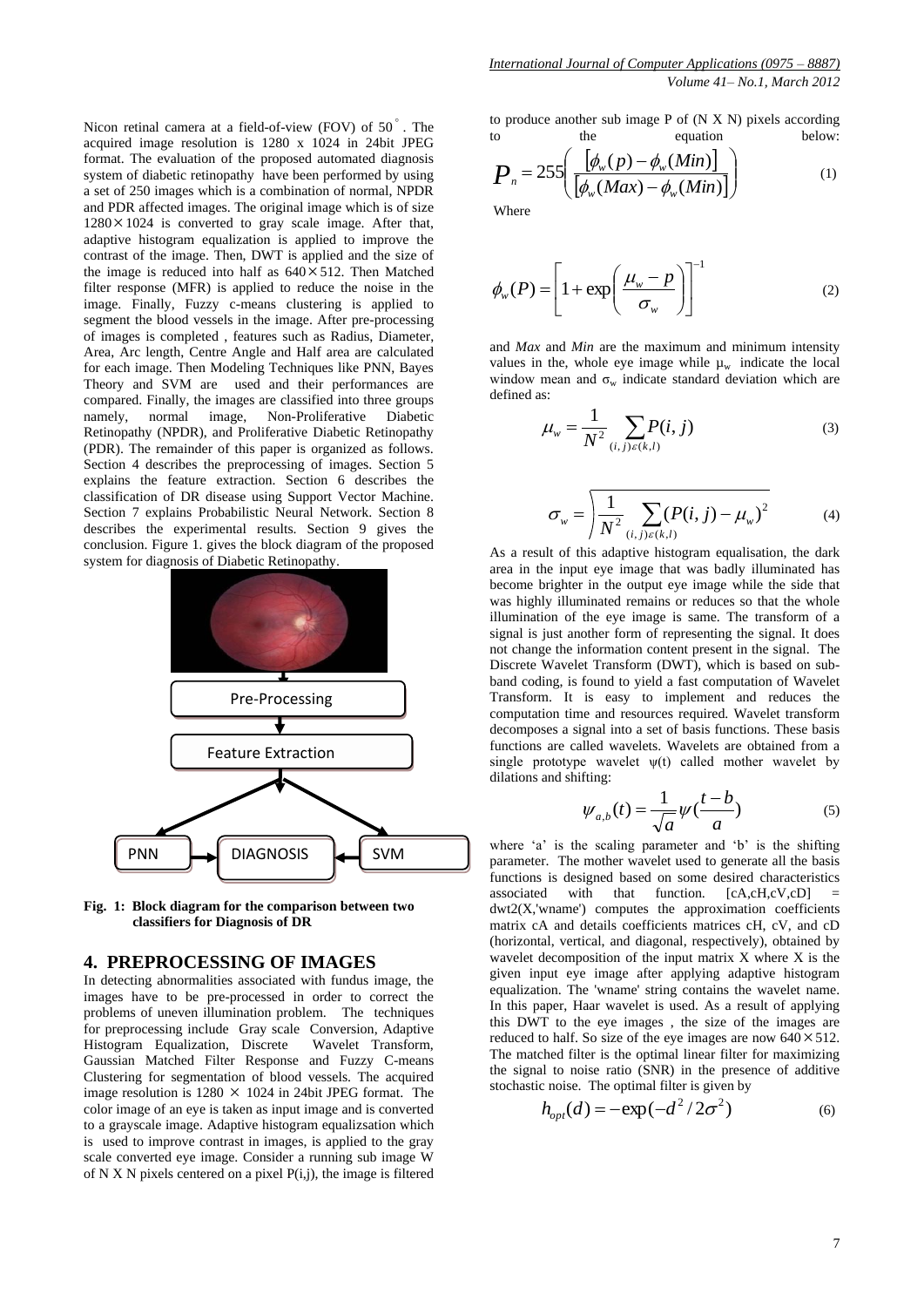Nicon retinal camera at a field-of-view (FOV) of 50°. The acquired image resolution is 1280 x 1024 in 24bit JPEG format. The evaluation of the proposed automated diagnosis system of diabetic retinopathy have been performed by using a set of 250 images which is a combination of normal, NPDR and PDR affected images. The original image which is of size $1280 \times 1024$ is converted to gray scale image. After that, adaptive histogram equalization is applied to improve the contrast of the image. Then, DWT is applied and the size of the image is reduced into half as $640 \times 512$. Then Matched filter response (MFR) is applied to reduce the noise in the image. Finally, Fuzzy c-means clustering is applied to segment the blood vessels in the image. After pre-processing of images is completed , features such as Radius, Diameter, Area, Arc length, Centre Angle and Half area are calculated for each image. Then Modeling Techniques like PNN, Bayes Theory and SVM are used and their performances are compared. Finally, the images are classified into three groups namely, normal image, Non-Proliferative Diabetic Retinopathy (NPDR), and Proliferative Diabetic Retinopathy (PDR). The remainder of this paper is organized as follows. Section 4 describes the preprocessing of images. Section 5 explains the feature extraction. Section 6 describes the classification of DR disease using Support Vector Machine. Section 7 explains Probabilistic Neural Network. Section 8 describes the experimental results. Section 9 gives the conclusion. Figure 1. gives the block diagram of the proposed system for diagnosis of Diabetic Retinopathy.

**Fig. 1: Block diagram for the comparison between two classifiers for Diagnosis of DR**

## 4. PREPROCESSING OF IMAGES

In detecting abnormalities associated with fundus image, the images have to be pre-processed in order to correct the problems of uneven illumination problem. The techniques for preprocessing include Gray scale Conversion, Adaptive Histogram Equalization, Discrete Wavelet Transform, Gaussian Matched Filter Response and Fuzzy C-means Clustering for segmentation of blood vessels. The acquired image resolution is $1280 \times 1024$ in 24bit JPEG format. The color image of an eye is taken as input image and is converted to a grayscale image. Adaptive histogram equalizsation which is used to improve contrast in images, is applied to the gray scale converted eye image. Consider a running sub image W of N X N pixels centered on a pixel P(i,j), the image is filtered to produce another sub image P of (N X N) pixels according to the equation below:

$$P_n = 255\left(\frac{[\phi_w(p) - \phi_w(Min)]}{[\phi_w(Max) - \phi_w(Min)]}\right) \tag{1}$$

Where

$$\phi_w(P) = \left[1 + \exp\left(\frac{\mu_w - p}{\sigma_w}\right)\right]^{-1} \tag{2}$$

and *Max* and *Min* are the maximum and minimum intensity values in the, whole eye image while $\mu_w$ indicate the local window mean and $\sigma_w$ indicate standard deviation which are defined as:

$$\mu_w = \frac{1}{N^2}\sum_{(i,j)\varepsilon(k,l)} P(i,j) \tag{3}$$

$$\sigma_w = \sqrt{\frac{1}{N^2}\sum_{(i,j)\varepsilon(k,l)} (P(i,j) - \mu_w)^2} \tag{4}$$

As a result of this adaptive histogram equalisation, the dark area in the input eye image that was badly illuminated has become brighter in the output eye image while the side that was highly illuminated remains or reduces so that the whole illumination of the eye image is same. The transform of a signal is just another form of representing the signal. It does not change the information content present in the signal. The Discrete Wavelet Transform (DWT), which is based on sub-band coding, is found to yield a fast computation of Wavelet Transform. It is easy to implement and reduces the computation time and resources required. Wavelet transform decomposes a signal into a set of basis functions. These basis functions are called wavelets. Wavelets are obtained from a single prototype wavelet ψ(t) called mother wavelet by dilations and shifting:

$$\psi_{a,b}(t) = \frac{1}{\sqrt{a}}\psi\left(\frac{t-b}{a}\right) \tag{5}$$

where 'a' is the scaling parameter and 'b' is the shifting parameter. The mother wavelet used to generate all the basis functions is designed based on some desired characteristics associated with that function. [cA,cH,cV,cD] = dwt2(X,'wname') computes the approximation coefficients matrix cA and details coefficients matrices cH, cV, and cD (horizontal, vertical, and diagonal, respectively), obtained by wavelet decomposition of the input matrix X where X is the given input eye image after applying adaptive histogram equalization. The 'wname' string contains the wavelet name. In this paper, Haar wavelet is used. As a result of applying this DWT to the eye images , the size of the images are reduced to half. So size of the eye images are now $640 \times 512$. The matched filter is the optimal linear filter for maximizing the signal to noise ratio (SNR) in the presence of additive stochastic noise. The optimal filter is given by

$$h_{opt}(d) = -\exp(-d^2/2\sigma^2) \tag{6}$$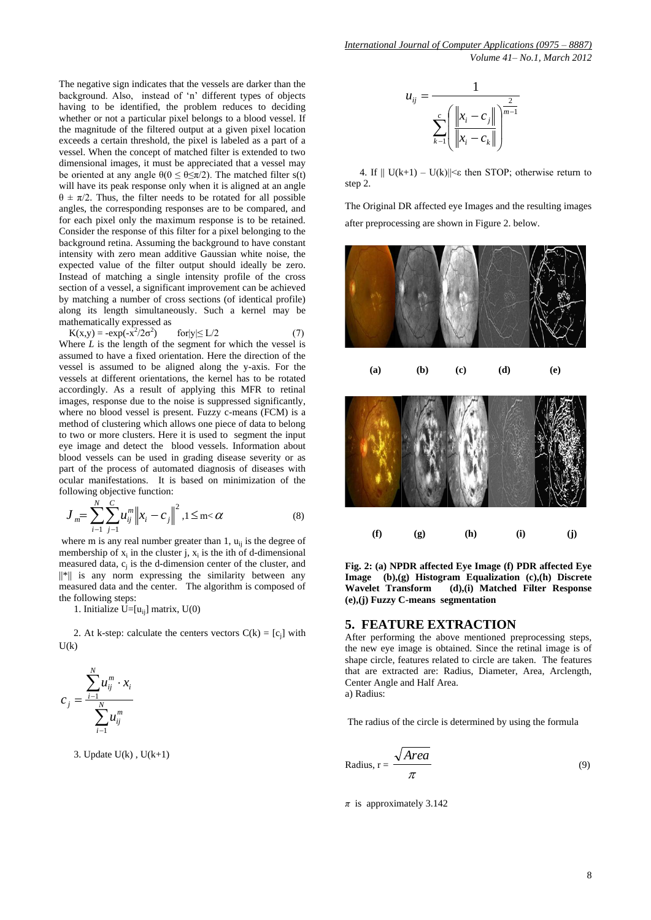The negative sign indicates that the vessels are darker than the background. Also, instead of 'n' different types of objects having to be identified, the problem reduces to deciding whether or not a particular pixel belongs to a blood vessel. If the magnitude of the filtered output at a given pixel location exceeds a certain threshold, the pixel is labeled as a part of a vessel. When the concept of matched filter is extended to two dimensional images, it must be appreciated that a vessel may be oriented at any angle $\theta(0 \leq \theta \leq \pi/2)$. The matched filter s(t) will have its peak response only when it is aligned at an angle $\theta \pm \pi/2$. Thus, the filter needs to be rotated for all possible angles, the corresponding responses are to be compared, and for each pixel only the maximum response is to be retained. Consider the response of this filter for a pixel belonging to the background retina. Assuming the background to have constant intensity with zero mean additive Gaussian white noise, the expected value of the filter output should ideally be zero. Instead of matching a single intensity profile of the cross section of a vessel, a significant improvement can be achieved by matching a number of cross sections (of identical profile) along its length simultaneously. Such a kernel may be mathematically expressed as

$$K(x,y) = -\exp(-x^2/2\sigma^2) \quad \text{for} |y| \leq L/2 \tag{7}$$

Where $L$ is the length of the segment for which the vessel is assumed to have a fixed orientation. Here the direction of the vessel is assumed to be aligned along the y-axis. For the vessels at different orientations, the kernel has to be rotated accordingly. As a result of applying this MFR to retinal images, response due to the noise is suppressed significantly, where no blood vessel is present. Fuzzy c-means (FCM) is a method of clustering which allows one piece of data to belong to two or more clusters. Here it is used to segment the input eye image and detect the blood vessels. Information about blood vessels can be used in grading disease severity or as part of the process of automated diagnosis of diseases with ocular manifestations. It is based on minimization of the following objective function:

$$J_m = \sum_{i-1}^{N} \sum_{j-1}^{C} u_{ij}^m \left\| x_i - c_j \right\|^2, 1 \leq m < \alpha \tag{8}$$

where m is any real number greater than 1, $u_{ij}$ is the degree of membership of $x_i$ in the cluster j, $x_i$ is the ith of d-dimensional measured data, $c_j$ is the d-dimension center of the cluster, and ||*|| is any norm expressing the similarity between any measured data and the center. The algorithm is composed of the following steps:

1. Initialize $U=[u_{ij}]$ matrix, U(0)

2. At k-step: calculate the centers vectors $C(k) = [c_j]$ with U(k)

$$c_j = \frac{\sum_{i-1}^{N} u_{ij}^m \cdot x_i}{\sum_{i-1}^{N} u_{ij}^m}$$

3. Update U(k) , U(k+1)

$$u_{ij} = \frac{1}{\sum_{k-1}^{c} \left( \frac{\left\| x_i - c_j \right\|}{\left\| x_i - c_k \right\|} \right)^{\frac{2}{m-1}}}$$

4. If $\| U(k+1) - U(k) \| < \varepsilon$ then STOP; otherwise return to step 2.

The Original DR affected eye Images and the resulting images after preprocessing are shown in Figure 2. below.

**Fig. 2: (a) NPDR affected Eye Image (f) PDR affected Eye Image (b),(g) Histogram Equalization (c),(h) Discrete Wavelet Transform (d),(i) Matched Filter Response (e),(j) Fuzzy C-means segmentation**

## 5. FEATURE EXTRACTION

After performing the above mentioned preprocessing steps, the new eye image is obtained. Since the retinal image is of shape circle, features related to circle are taken. The features that are extracted are: Radius, Diameter, Area, Arclength, Center Angle and Half Area.

a) Radius:

The radius of the circle is determined by using the formula

$$\text{Radius, r} = \frac{\sqrt{Area}}{\pi} \tag{9}$$

$\pi$ is approximately 3.142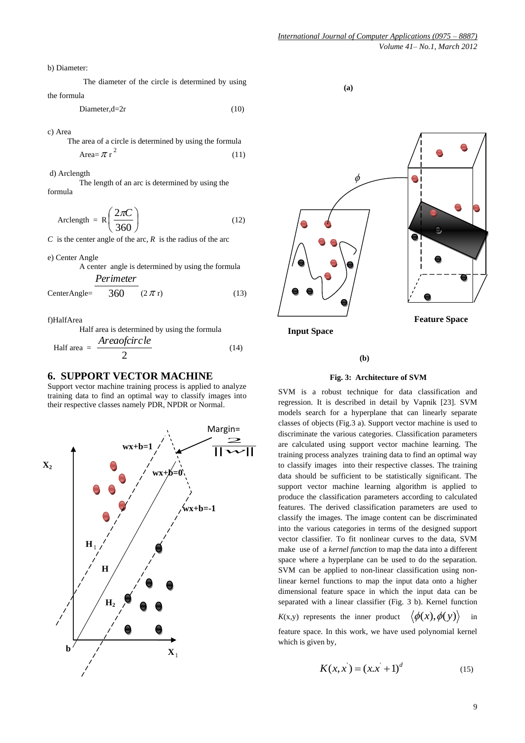b) Diameter:

The diameter of the circle is determined by using the formula

$$\text{Diameter}, d = 2r \quad (10)$$

c) Area

The area of a circle is determined by using the formula

$$\text{Area} = \pi r^2 \quad (11)$$

d) Arclength

The length of an arc is determined by using the formula

$$\text{Arclength} = R\left(\frac{2\pi C}{360}\right) \quad (12)$$

$C$ is the center angle of the arc, $R$ is the radius of the arc

e) Center Angle

A center angle is determined by using the formula

$$\text{CenterAngle} = \frac{Perimeter}{360} \; (2\pi r) \quad (13)$$

f)HalfArea

Half area is determined by using the formula

$$\text{Half area} = \frac{Areaofcircle}{2} \quad (14)$$

## 6. SUPPORT VECTOR MACHINE

Support vector machine training process is applied to analyze training data to find an optimal way to classify images into their respective classes namely PDR, NPDR or Normal.

(a)

(b)

**Fig. 3: Architecture of SVM**

SVM is a robust technique for data classification and regression. It is described in detail by Vapnik [23]. SVM models search for a hyperplane that can linearly separate classes of objects (Fig.3 a). Support vector machine is used to discriminate the various categories. Classification parameters are calculated using support vector machine learning. The training process analyzes training data to find an optimal way to classify images into their respective classes. The training data should be sufficient to be statistically significant. The support vector machine learning algorithm is applied to produce the classification parameters according to calculated features. The derived classification parameters are used to classify the images. The image content can be discriminated into the various categories in terms of the designed support vector classifier. To fit nonlinear curves to the data, SVM make use of a *kernel function* to map the data into a different space where a hyperplane can be used to do the separation. SVM can be applied to non-linear classification using non-linear kernel functions to map the input data onto a higher dimensional feature space in which the input data can be separated with a linear classifier (Fig. 3 b). Kernel function $K(x,y)$ represents the inner product $\langle \phi(x), \phi(y) \rangle$ in feature space. In this work, we have used polynomial kernel which is given by,

$$K(x, x') = (x.x' + 1)^d \quad (15)$$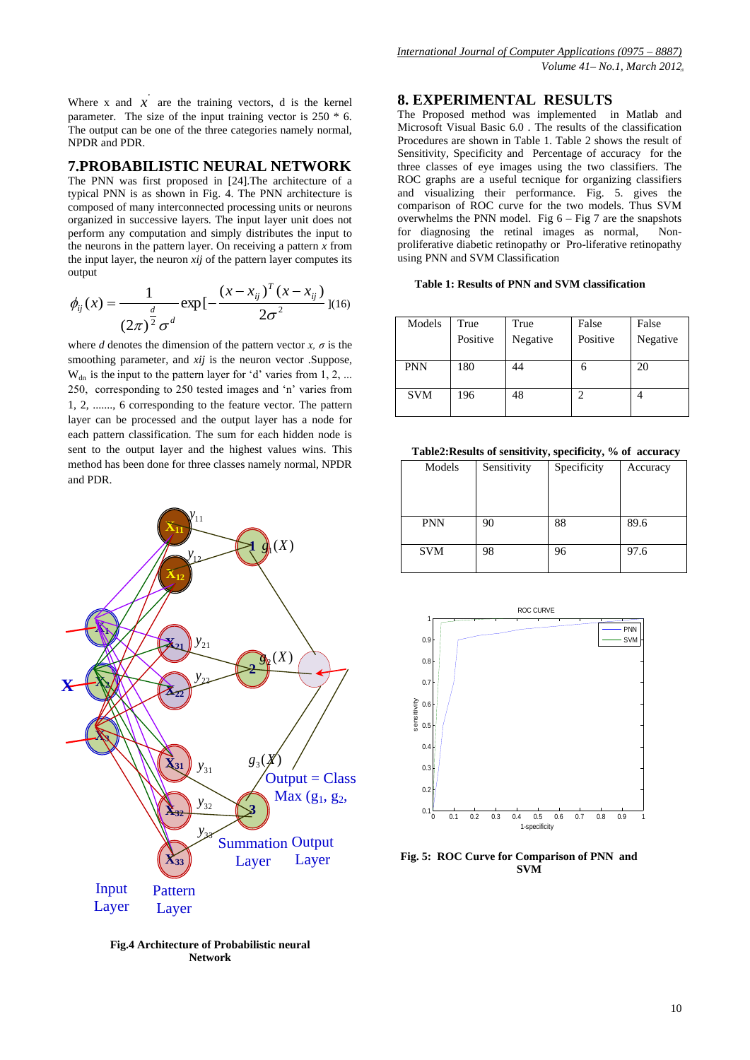Where x and $x'$ are the training vectors, d is the kernel parameter. The size of the input training vector is 250 * 6. The output can be one of the three categories namely normal, NPDR and PDR.

## 7.PROBABILISTIC NEURAL NETWORK

The PNN was first proposed in [24].The architecture of a typical PNN is as shown in Fig. 4. The PNN architecture is composed of many interconnected processing units or neurons organized in successive layers. The input layer unit does not perform any computation and simply distributes the input to the neurons in the pattern layer. On receiving a pattern *x* from the input layer, the neuron *xij* of the pattern layer computes its output

$$\phi_{ij}(x) = \frac{1}{(2\pi)^{\frac{d}{2}}\sigma^{d}} \exp\left[-\frac{(x-x_{ij})^{T}(x-x_{ij})}{2\sigma^{2}}\right] \quad (16)$$

where *d* denotes the dimension of the pattern vector *x*, $\sigma$ is the smoothing parameter, and *xij* is the neuron vector .Suppose, $W_{dn}$ is the input to the pattern layer for 'd' varies from 1, 2, ... 250, corresponding to 250 tested images and 'n' varies from 1, 2, ......., 6 corresponding to the feature vector. The pattern layer can be processed and the output layer has a node for each pattern classification. The sum for each hidden node is sent to the output layer and the highest values wins. This method has been done for three classes namely normal, NPDR and PDR.

**Fig.4 Architecture of Probabilistic neural Network**

## 8. EXPERIMENTAL RESULTS

The Proposed method was implemented in Matlab and Microsoft Visual Basic 6.0 . The results of the classification Procedures are shown in Table 1. Table 2 shows the result of Sensitivity, Specificity and Percentage of accuracy for the three classes of eye images using the two classifiers. The ROC graphs are a useful tecnique for organizing classifiers and visualizing their performance. Fig. 5. gives the comparison of ROC curve for the two models. Thus SVM overwhelms the PNN model. Fig 6 – Fig 7 are the snapshots for diagnosing the retinal images as normal, Non-proliferative diabetic retinopathy or Pro-liferative retinopathy using PNN and SVM Classification

**Table 1: Results of PNN and SVM classification**

| Models | True Positive | True Negative | False Positive | False Negative |
|---|---|---|---|---|
| PNN | 180 | 44 | 6 | 20 |
| SVM | 196 | 48 | 2 | 4 |

**Table2:Results of sensitivity, specificity, % of accuracy**

| Models | Sensitivity | Specificity | Accuracy |
|---|---|---|---|
| PNN | 90 | 88 | 89.6 |
| SVM | 98 | 96 | 97.6 |

**Fig. 5: ROC Curve for Comparison of PNN and SVM**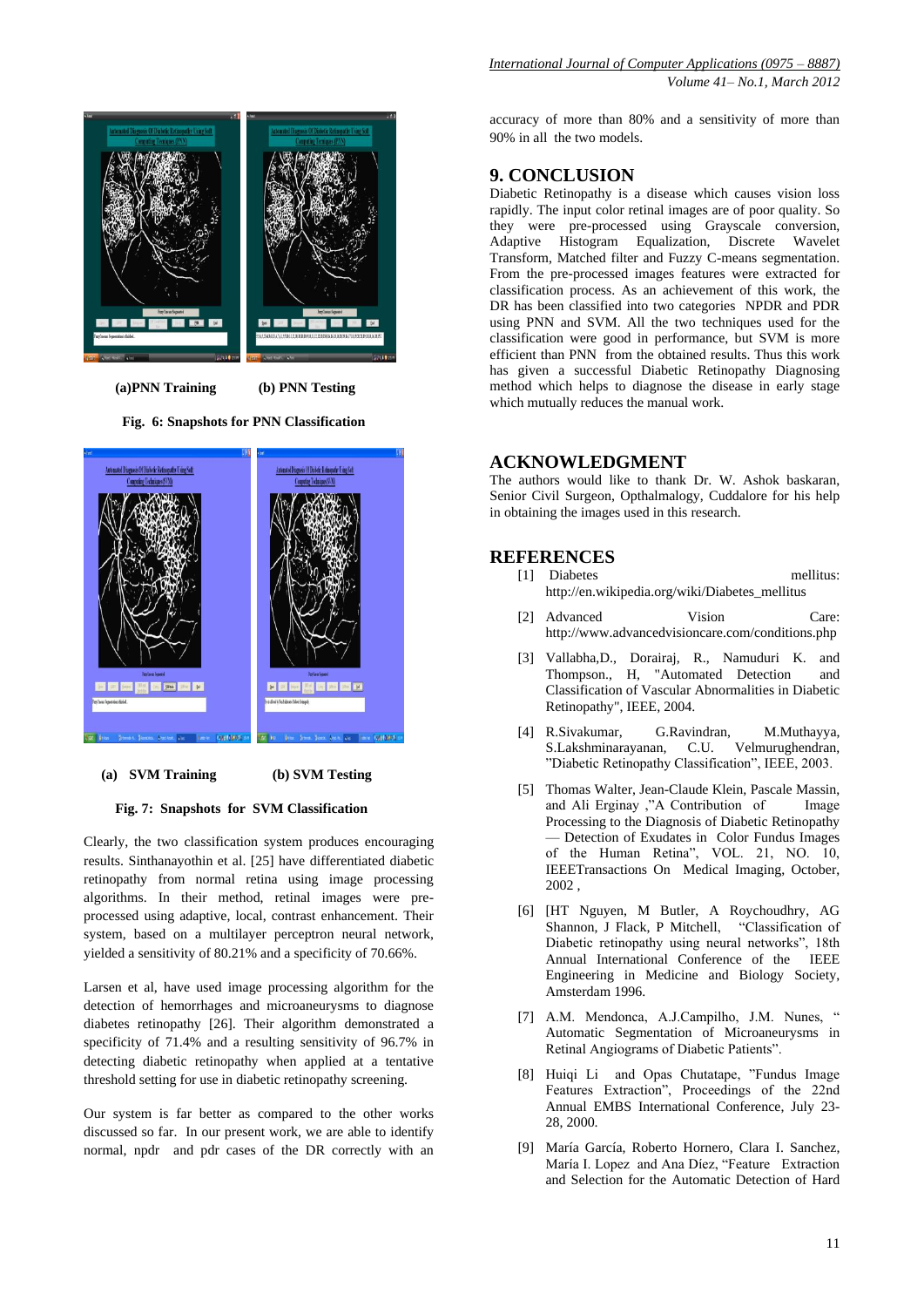(a)PNN Training (b) PNN Testing

**Fig. 6: Snapshots for PNN Classification**

(a) SVM Training (b) SVM Testing

**Fig. 7: Snapshots for SVM Classification**

Clearly, the two classification system produces encouraging results. Sinthanayothin et al. [25] have differentiated diabetic retinopathy from normal retina using image processing algorithms. In their method, retinal images were pre-processed using adaptive, local, contrast enhancement. Their system, based on a multilayer perceptron neural network, yielded a sensitivity of 80.21% and a specificity of 70.66%.

Larsen et al, have used image processing algorithm for the detection of hemorrhages and microaneurysms to diagnose diabetes retinopathy [26]. Their algorithm demonstrated a specificity of 71.4% and a resulting sensitivity of 96.7% in detecting diabetic retinopathy when applied at a tentative threshold setting for use in diabetic retinopathy screening.

Our system is far better as compared to the other works discussed so far. In our present work, we are able to identify normal, npdr and pdr cases of the DR correctly with an accuracy of more than 80% and a sensitivity of more than 90% in all the two models.

## 9. CONCLUSION

Diabetic Retinopathy is a disease which causes vision loss rapidly. The input color retinal images are of poor quality. So they were pre-processed using Grayscale conversion, Adaptive Histogram Equalization, Discrete Wavelet Transform, Matched filter and Fuzzy C-means segmentation. From the pre-processed images features were extracted for classification process. As an achievement of this work, the DR has been classified into two categories NPDR and PDR using PNN and SVM. All the two techniques used for the classification were good in performance, but SVM is more efficient than PNN from the obtained results. Thus this work has given a successful Diabetic Retinopathy Diagnosing method which helps to diagnose the disease in early stage which mutually reduces the manual work.

## ACKNOWLEDGMENT

The authors would like to thank Dr. W. Ashok baskaran, Senior Civil Surgeon, Opthalmology, Cuddalore for his help in obtaining the images used in this research.

## REFERENCES

[1] Diabetes mellitus: http://en.wikipedia.org/wiki/Diabetes_mellitus

[2] Advanced Vision Care: http://www.advancedvisioncare.com/conditions.php

[3] Vallabha,D., Dorairaj, R., Namuduri K. and Thompson., H, "Automated Detection and Classification of Vascular Abnormalities in Diabetic Retinopathy", IEEE, 2004.

[4] R.Sivakumar, G.Ravindran, M.Muthayya, S.Lakshminarayanan, C.U. Velmurughendran, "Diabetic Retinopathy Classification", IEEE, 2003.

[5] Thomas Walter, Jean-Claude Klein, Pascale Massin, and Ali Erginay ,"A Contribution of Image Processing to the Diagnosis of Diabetic Retinopathy — Detection of Exudates in Color Fundus Images of the Human Retina", VOL. 21, NO. 10, IEEETransactions On Medical Imaging, October, 2002 ,

[6] [HT Nguyen, M Butler, A Roychoudhry, AG Shannon, J Flack, P Mitchell, "Classification of Diabetic retinopathy using neural networks", 18th Annual International Conference of the IEEE Engineering in Medicine and Biology Society, Amsterdam 1996.

[7] A.M. Mendonca, A.J.Campilho, J.M. Nunes, " Automatic Segmentation of Microaneurysms in Retinal Angiograms of Diabetic Patients".

[8] Huiqi Li and Opas Chutatape, "Fundus Image Features Extraction", Proceedings of the 22nd Annual EMBS International Conference, July 23-28, 2000.

[9] María García, Roberto Hornero, Clara I. Sanchez, María I. Lopez and Ana Díez, "Feature Extraction and Selection for the Automatic Detection of Hard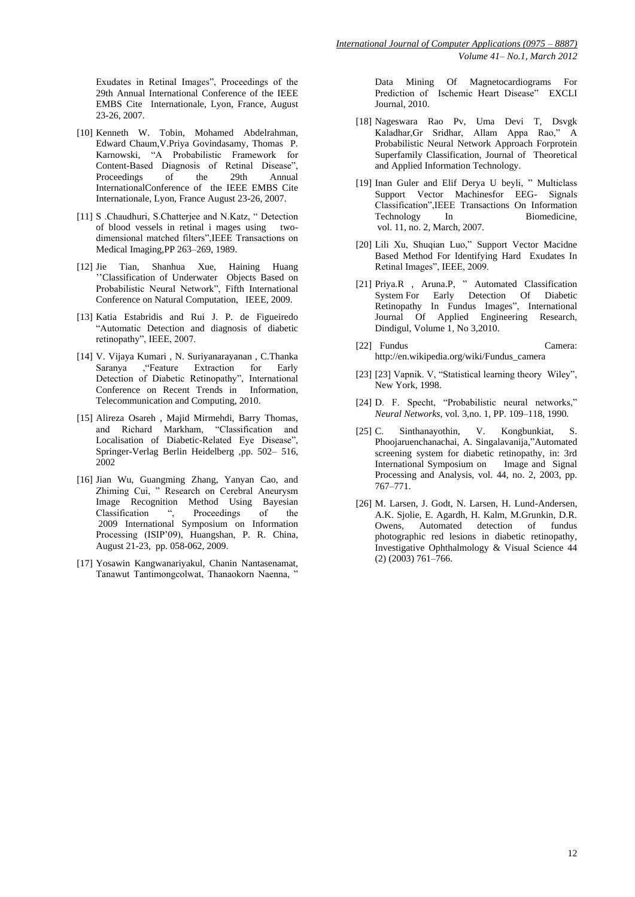Exudates in Retinal Images", Proceedings of the 29th Annual International Conference of the IEEE EMBS Cite Internationale, Lyon, France, August 23-26, 2007.

[10] Kenneth W. Tobin, Mohamed Abdelrahman, Edward Chaum,V.Priya Govindasamy, Thomas P. Karnowski, "A Probabilistic Framework for Content-Based Diagnosis of Retinal Disease", Proceedings of the 29th Annual InternationalConference of the IEEE EMBS Cite Internationale, Lyon, France August 23-26, 2007.

[11] S .Chaudhuri, S.Chatterjee and N.Katz, " Detection of blood vessels in retinal i mages using two-dimensional matched filters",IEEE Transactions on Medical Imaging,PP 263–269, 1989.

[12] Jie Tian, Shanhua Xue, Haining Huang ''Classification of Underwater Objects Based on Probabilistic Neural Network", Fifth International Conference on Natural Computation, IEEE, 2009.

[13] Katia Estabridis and Rui J. P. de Figueiredo "Automatic Detection and diagnosis of diabetic retinopathy", IEEE, 2007.

[14] V. Vijaya Kumari , N. Suriyanarayanan , C.Thanka Saranya ,"Feature Extraction for Early Detection of Diabetic Retinopathy", International Conference on Recent Trends in Information, Telecommunication and Computing, 2010.

[15] Alireza Osareh , Majid Mirmehdi, Barry Thomas, and Richard Markham, "Classification and Localisation of Diabetic-Related Eye Disease", Springer-Verlag Berlin Heidelberg ,pp. 502– 516, 2002

[16] Jian Wu, Guangming Zhang, Yanyan Cao, and Zhiming Cui, " Research on Cerebral Aneurysm Image Recognition Method Using Bayesian Classification ", Proceedings of the 2009 International Symposium on Information Processing (ISIP'09), Huangshan, P. R. China, August 21-23, pp. 058-062, 2009.

[17] Yosawin Kangwanariyakul, Chanin Nantasenamat, Tanawut Tantimongcolwat, Thanaokorn Naenna, " Data Mining Of Magnetocardiograms For Prediction of Ischemic Heart Disease" EXCLI Journal, 2010.

[18] Nageswara Rao Pv, Uma Devi T, Dsvgk Kaladhar,Gr Sridhar, Allam Appa Rao," A Probabilistic Neural Network Approach Forprotein Superfamily Classification, Journal of Theoretical and Applied Information Technology.

[19] Inan Guler and Elif Derya U beyli, " Multiclass Support Vector Machinesfor EEG- Signals Classification",IEEE Transactions On Information Technology In Biomedicine, vol. 11, no. 2, March, 2007.

[20] Lili Xu, Shuqian Luo," Support Vector Macidne Based Method For Identifying Hard Exudates In Retinal Images", IEEE, 2009.

[21] Priya.R , Aruna.P, " Automated Classification System For Early Detection Of Diabetic Retinopathy In Fundus Images", International Journal Of Applied Engineering Research, Dindigul, Volume 1, No 3,2010.

[22] Fundus Camera: http://en.wikipedia.org/wiki/Fundus_camera

[23] [23] Vapnik. V, "Statistical learning theory Wiley", New York, 1998.

[24] D. F. Specht, "Probabilistic neural networks," *Neural Networks*, vol. 3,no. 1, PP. 109–118, 1990.

[25] C. Sinthanayothin, V. Kongbunkiat, S. Phoojaruenchanachai, A. Singalavanija,"Automated screening system for diabetic retinopathy, in: 3rd International Symposium on Image and Signal Processing and Analysis, vol. 44, no. 2, 2003, pp. 767–771.

[26] M. Larsen, J. Godt, N. Larsen, H. Lund-Andersen, A.K. Sjolie, E. Agardh, H. Kalm, M.Grunkin, D.R. Owens, Automated detection of fundus photographic red lesions in diabetic retinopathy, Investigative Ophthalmology & Visual Science 44 (2) (2003) 761–766.